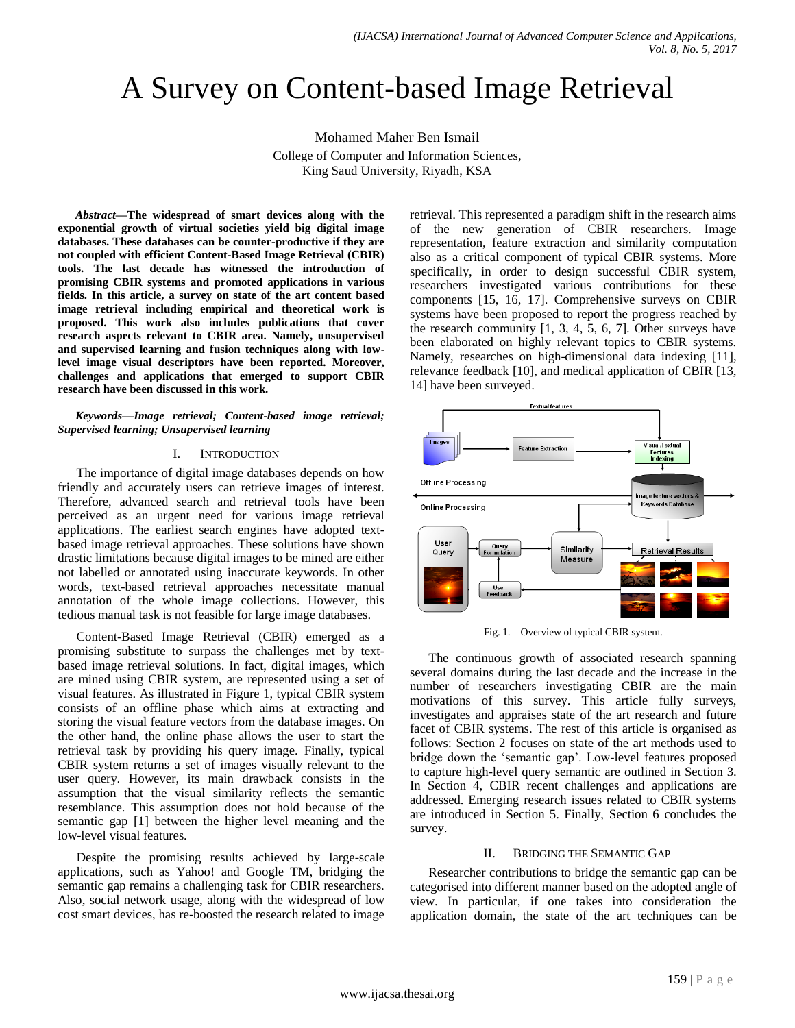# A Survey on Content-based Image Retrieval

Mohamed Maher Ben Ismail

College of Computer and Information Sciences,
King Saud University, Riyadh, KSA

***Abstract*—The widespread of smart devices along with the exponential growth of virtual societies yield big digital image databases. These databases can be counter-productive if they are not coupled with efficient Content-Based Image Retrieval (CBIR) tools. The last decade has witnessed the introduction of promising CBIR systems and promoted applications in various fields. In this article, a survey on state of the art content based image retrieval including empirical and theoretical work is proposed. This work also includes publications that cover research aspects relevant to CBIR area. Namely, unsupervised and supervised learning and fusion techniques along with low-level image visual descriptors have been reported. Moreover, challenges and applications that emerged to support CBIR research have been discussed in this work.**

***Keywords*—*Image retrieval; Content-based image retrieval; Supervised learning; Unsupervised learning***

## I. Introduction

The importance of digital image databases depends on how friendly and accurately users can retrieve images of interest. Therefore, advanced search and retrieval tools have been perceived as an urgent need for various image retrieval applications. The earliest search engines have adopted text-based image retrieval approaches. These solutions have shown drastic limitations because digital images to be mined are either not labelled or annotated using inaccurate keywords. In other words, text-based retrieval approaches necessitate manual annotation of the whole image collections. However, this tedious manual task is not feasible for large image databases.

Content-Based Image Retrieval (CBIR) emerged as a promising substitute to surpass the challenges met by text-based image retrieval solutions. In fact, digital images, which are mined using CBIR system, are represented using a set of visual features. As illustrated in Figure 1, typical CBIR system consists of an offline phase which aims at extracting and storing the visual feature vectors from the database images. On the other hand, the online phase allows the user to start the retrieval task by providing his query image. Finally, typical CBIR system returns a set of images visually relevant to the user query. However, its main drawback consists in the assumption that the visual similarity reflects the semantic resemblance. This assumption does not hold because of the semantic gap [1] between the higher level meaning and the low-level visual features.

Despite the promising results achieved by large-scale applications, such as Yahoo! and Google TM, bridging the semantic gap remains a challenging task for CBIR researchers. Also, social network usage, along with the widespread of low cost smart devices, has re-boosted the research related to image retrieval. This represented a paradigm shift in the research aims of the new generation of CBIR researchers. Image representation, feature extraction and similarity computation also as a critical component of typical CBIR systems. More specifically, in order to design successful CBIR system, researchers investigated various contributions for these components [15, 16, 17]. Comprehensive surveys on CBIR systems have been proposed to report the progress reached by the research community [1, 3, 4, 5, 6, 7]. Other surveys have been elaborated on highly relevant topics to CBIR systems. Namely, researches on high-dimensional data indexing [11], relevance feedback [10], and medical application of CBIR [13, 14] have been surveyed.

Fig. 1. Overview of typical CBIR system.

The continuous growth of associated research spanning several domains during the last decade and the increase in the number of researchers investigating CBIR are the main motivations of this survey. This article fully surveys, investigates and appraises state of the art research and future facet of CBIR systems. The rest of this article is organised as follows: Section 2 focuses on state of the art methods used to bridge down the 'semantic gap'. Low-level features proposed to capture high-level query semantic are outlined in Section 3. In Section 4, CBIR recent challenges and applications are addressed. Emerging research issues related to CBIR systems are introduced in Section 5. Finally, Section 6 concludes the survey.

## II. Bridging the Semantic Gap

Researcher contributions to bridge the semantic gap can be categorised into different manner based on the adopted angle of view. In particular, if one takes into consideration the application domain, the state of the art techniques can be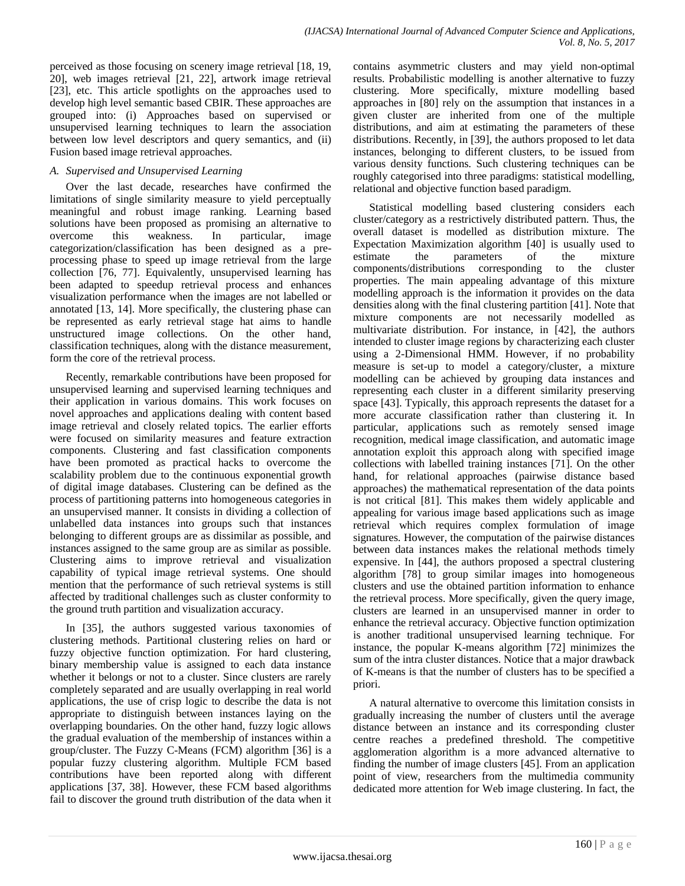perceived as those focusing on scenery image retrieval [18, 19, 20], web images retrieval [21, 22], artwork image retrieval [23], etc. This article spotlights on the approaches used to develop high level semantic based CBIR. These approaches are grouped into: (i) Approaches based on supervised or unsupervised learning techniques to learn the association between low level descriptors and query semantics, and (ii) Fusion based image retrieval approaches.

### *A. Supervised and Unsupervised Learning*

Over the last decade, researches have confirmed the limitations of single similarity measure to yield perceptually meaningful and robust image ranking. Learning based solutions have been proposed as promising an alternative to overcome this weakness. In particular, image categorization/classification has been designed as a pre-processing phase to speed up image retrieval from the large collection [76, 77]. Equivalently, unsupervised learning has been adapted to speedup retrieval process and enhances visualization performance when the images are not labelled or annotated [13, 14]. More specifically, the clustering phase can be represented as early retrieval stage hat aims to handle unstructured image collections. On the other hand, classification techniques, along with the distance measurement, form the core of the retrieval process.

Recently, remarkable contributions have been proposed for unsupervised learning and supervised learning techniques and their application in various domains. This work focuses on novel approaches and applications dealing with content based image retrieval and closely related topics. The earlier efforts were focused on similarity measures and feature extraction components. Clustering and fast classification components have been promoted as practical hacks to overcome the scalability problem due to the continuous exponential growth of digital image databases. Clustering can be defined as the process of partitioning patterns into homogeneous categories in an unsupervised manner. It consists in dividing a collection of unlabelled data instances into groups such that instances belonging to different groups are as dissimilar as possible, and instances assigned to the same group are as similar as possible. Clustering aims to improve retrieval and visualization capability of typical image retrieval systems. One should mention that the performance of such retrieval systems is still affected by traditional challenges such as cluster conformity to the ground truth partition and visualization accuracy.

In [35], the authors suggested various taxonomies of clustering methods. Partitional clustering relies on hard or fuzzy objective function optimization. For hard clustering, binary membership value is assigned to each data instance whether it belongs or not to a cluster. Since clusters are rarely completely separated and are usually overlapping in real world applications, the use of crisp logic to describe the data is not appropriate to distinguish between instances laying on the overlapping boundaries. On the other hand, fuzzy logic allows the gradual evaluation of the membership of instances within a group/cluster. The Fuzzy C-Means (FCM) algorithm [36] is a popular fuzzy clustering algorithm. Multiple FCM based contributions have been reported along with different applications [37, 38]. However, these FCM based algorithms fail to discover the ground truth distribution of the data when it contains asymmetric clusters and may yield non-optimal results. Probabilistic modelling is another alternative to fuzzy clustering. More specifically, mixture modelling based approaches in [80] rely on the assumption that instances in a given cluster are inherited from one of the multiple distributions, and aim at estimating the parameters of these distributions. Recently, in [39], the authors proposed to let data instances, belonging to different clusters, to be issued from various density functions. Such clustering techniques can be roughly categorised into three paradigms: statistical modelling, relational and objective function based paradigm.

Statistical modelling based clustering considers each cluster/category as a restrictively distributed pattern. Thus, the overall dataset is modelled as distribution mixture. The Expectation Maximization algorithm [40] is usually used to estimate the parameters of the mixture components/distributions corresponding to the cluster properties. The main appealing advantage of this mixture modelling approach is the information it provides on the data densities along with the final clustering partition [41]. Note that mixture components are not necessarily modelled as multivariate distribution. For instance, in [42], the authors intended to cluster image regions by characterizing each cluster using a 2-Dimensional HMM. However, if no probability measure is set-up to model a category/cluster, a mixture modelling can be achieved by grouping data instances and representing each cluster in a different similarity preserving space [43]. Typically, this approach represents the dataset for a more accurate classification rather than clustering it. In particular, applications such as remotely sensed image recognition, medical image classification, and automatic image annotation exploit this approach along with specified image collections with labelled training instances [71]. On the other hand, for relational approaches (pairwise distance based approaches) the mathematical representation of the data points is not critical [81]. This makes them widely applicable and appealing for various image based applications such as image retrieval which requires complex formulation of image signatures. However, the computation of the pairwise distances between data instances makes the relational methods timely expensive. In [44], the authors proposed a spectral clustering algorithm [78] to group similar images into homogeneous clusters and use the obtained partition information to enhance the retrieval process. More specifically, given the query image, clusters are learned in an unsupervised manner in order to enhance the retrieval accuracy. Objective function optimization is another traditional unsupervised learning technique. For instance, the popular K-means algorithm [72] minimizes the sum of the intra cluster distances. Notice that a major drawback of K-means is that the number of clusters has to be specified a priori.

A natural alternative to overcome this limitation consists in gradually increasing the number of clusters until the average distance between an instance and its corresponding cluster centre reaches a predefined threshold. The competitive agglomeration algorithm is a more advanced alternative to finding the number of image clusters [45]. From an application point of view, researchers from the multimedia community dedicated more attention for Web image clustering. In fact, the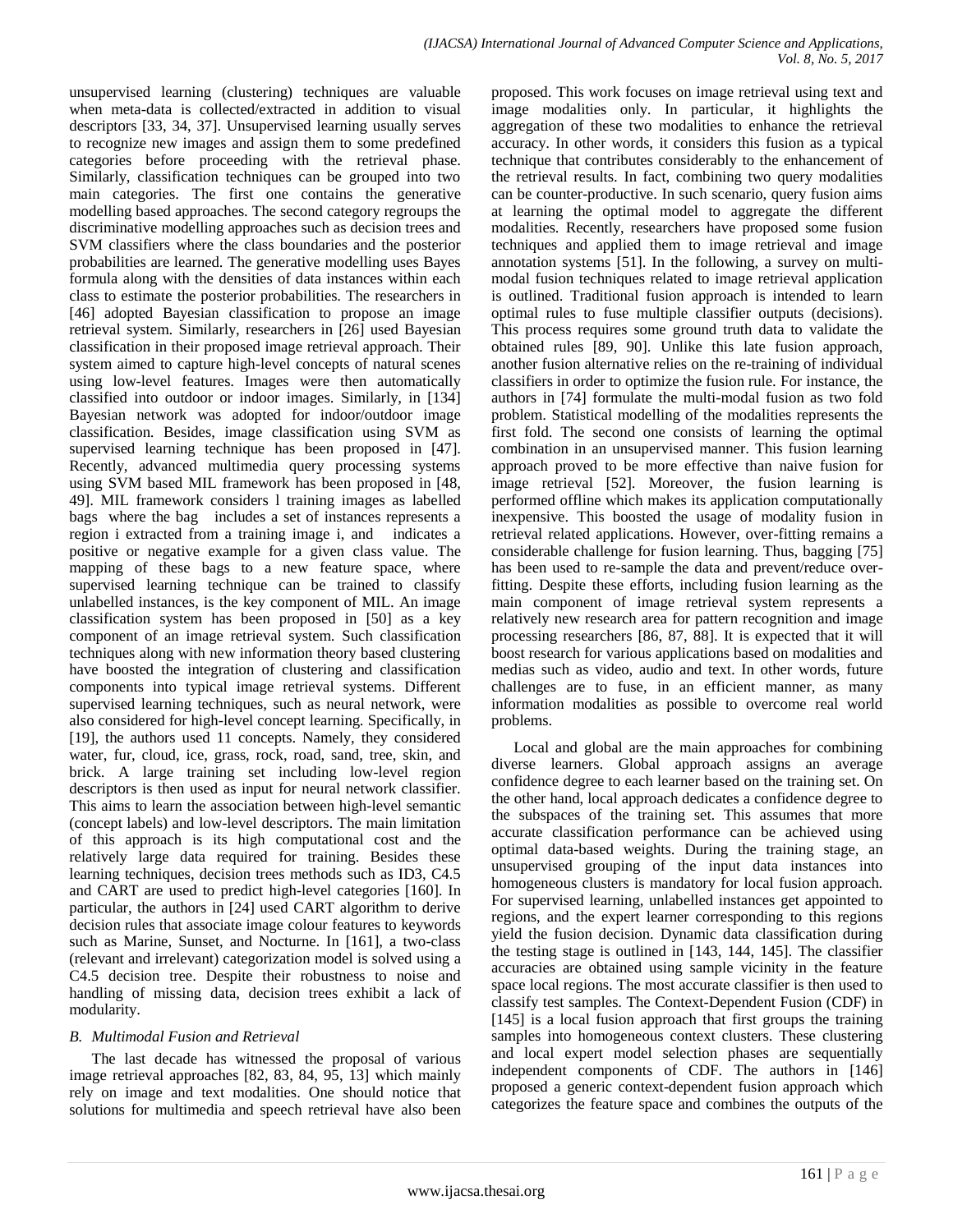unsupervised learning (clustering) techniques are valuable when meta-data is collected/extracted in addition to visual descriptors [33, 34, 37]. Unsupervised learning usually serves to recognize new images and assign them to some predefined categories before proceeding with the retrieval phase. Similarly, classification techniques can be grouped into two main categories. The first one contains the generative modelling based approaches. The second category regroups the discriminative modelling approaches such as decision trees and SVM classifiers where the class boundaries and the posterior probabilities are learned. The generative modelling uses Bayes formula along with the densities of data instances within each class to estimate the posterior probabilities. The researchers in [46] adopted Bayesian classification to propose an image retrieval system. Similarly, researchers in [26] used Bayesian classification in their proposed image retrieval approach. Their system aimed to capture high-level concepts of natural scenes using low-level features. Images were then automatically classified into outdoor or indoor images. Similarly, in [134] Bayesian network was adopted for indoor/outdoor image classification. Besides, image classification using SVM as supervised learning technique has been proposed in [47]. Recently, advanced multimedia query processing systems using SVM based MIL framework has been proposed in [48, 49]. MIL framework considers l training images as labelled bags where the bag includes a set of instances represents a region i extracted from a training image i, and indicates a positive or negative example for a given class value. The mapping of these bags to a new feature space, where supervised learning technique can be trained to classify unlabelled instances, is the key component of MIL. An image classification system has been proposed in [50] as a key component of an image retrieval system. Such classification techniques along with new information theory based clustering have boosted the integration of clustering and classification components into typical image retrieval systems. Different supervised learning techniques, such as neural network, were also considered for high-level concept learning. Specifically, in [19], the authors used 11 concepts. Namely, they considered water, fur, cloud, ice, grass, rock, road, sand, tree, skin, and brick. A large training set including low-level region descriptors is then used as input for neural network classifier. This aims to learn the association between high-level semantic (concept labels) and low-level descriptors. The main limitation of this approach is its high computational cost and the relatively large data required for training. Besides these learning techniques, decision trees methods such as ID3, C4.5 and CART are used to predict high-level categories [160]. In particular, the authors in [24] used CART algorithm to derive decision rules that associate image colour features to keywords such as Marine, Sunset, and Nocturne. In [161], a two-class (relevant and irrelevant) categorization model is solved using a C4.5 decision tree. Despite their robustness to noise and handling of missing data, decision trees exhibit a lack of modularity.

### *B. Multimodal Fusion and Retrieval*

The last decade has witnessed the proposal of various image retrieval approaches [82, 83, 84, 95, 13] which mainly rely on image and text modalities. One should notice that solutions for multimedia and speech retrieval have also been proposed. This work focuses on image retrieval using text and image modalities only. In particular, it highlights the aggregation of these two modalities to enhance the retrieval accuracy. In other words, it considers this fusion as a typical technique that contributes considerably to the enhancement of the retrieval results. In fact, combining two query modalities can be counter-productive. In such scenario, query fusion aims at learning the optimal model to aggregate the different modalities. Recently, researchers have proposed some fusion techniques and applied them to image retrieval and image annotation systems [51]. In the following, a survey on multi-modal fusion techniques related to image retrieval application is outlined. Traditional fusion approach is intended to learn optimal rules to fuse multiple classifier outputs (decisions). This process requires some ground truth data to validate the obtained rules [89, 90]. Unlike this late fusion approach, another fusion alternative relies on the re-training of individual classifiers in order to optimize the fusion rule. For instance, the authors in [74] formulate the multi-modal fusion as two fold problem. Statistical modelling of the modalities represents the first fold. The second one consists of learning the optimal combination in an unsupervised manner. This fusion learning approach proved to be more effective than naive fusion for image retrieval [52]. Moreover, the fusion learning is performed offline which makes its application computationally inexpensive. This boosted the usage of modality fusion in retrieval related applications. However, over-fitting remains a considerable challenge for fusion learning. Thus, bagging [75] has been used to re-sample the data and prevent/reduce over-fitting. Despite these efforts, including fusion learning as the main component of image retrieval system represents a relatively new research area for pattern recognition and image processing researchers [86, 87, 88]. It is expected that it will boost research for various applications based on modalities and medias such as video, audio and text. In other words, future challenges are to fuse, in an efficient manner, as many information modalities as possible to overcome real world problems.

Local and global are the main approaches for combining diverse learners. Global approach assigns an average confidence degree to each learner based on the training set. On the other hand, local approach dedicates a confidence degree to the subspaces of the training set. This assumes that more accurate classification performance can be achieved using optimal data-based weights. During the training stage, an unsupervised grouping of the input data instances into homogeneous clusters is mandatory for local fusion approach. For supervised learning, unlabelled instances get appointed to regions, and the expert learner corresponding to this regions yield the fusion decision. Dynamic data classification during the testing stage is outlined in [143, 144, 145]. The classifier accuracies are obtained using sample vicinity in the feature space local regions. The most accurate classifier is then used to classify test samples. The Context-Dependent Fusion (CDF) in [145] is a local fusion approach that first groups the training samples into homogeneous context clusters. These clustering and local expert model selection phases are sequentially independent components of CDF. The authors in [146] proposed a generic context-dependent fusion approach which categorizes the feature space and combines the outputs of the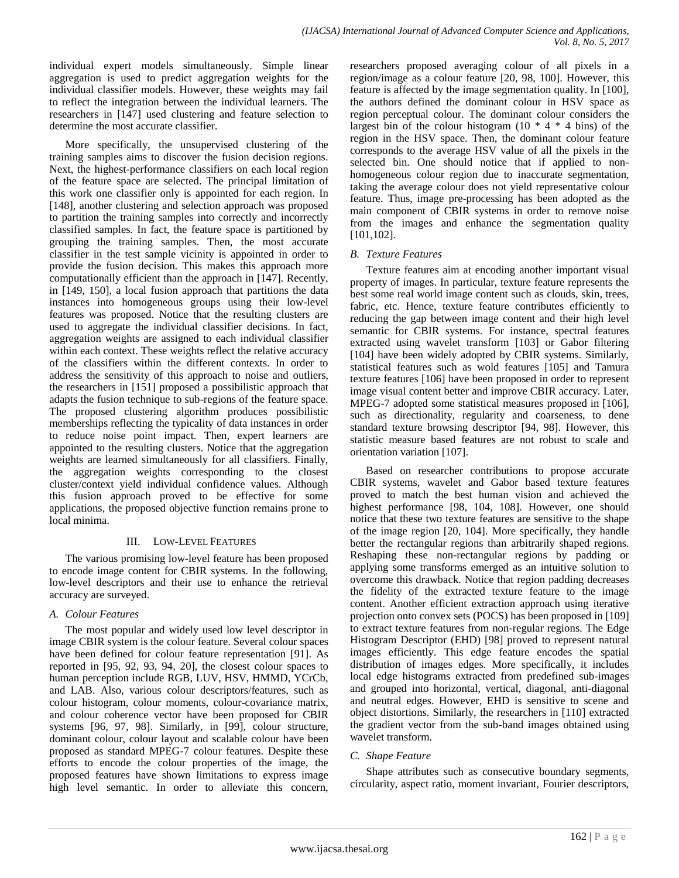individual expert models simultaneously. Simple linear aggregation is used to predict aggregation weights for the individual classifier models. However, these weights may fail to reflect the integration between the individual learners. The researchers in [147] used clustering and feature selection to determine the most accurate classifier.

More specifically, the unsupervised clustering of the training samples aims to discover the fusion decision regions. Next, the highest-performance classifiers on each local region of the feature space are selected. The principal limitation of this work one classifier only is appointed for each region. In [148], another clustering and selection approach was proposed to partition the training samples into correctly and incorrectly classified samples. In fact, the feature space is partitioned by grouping the training samples. Then, the most accurate classifier in the test sample vicinity is appointed in order to provide the fusion decision. This makes this approach more computationally efficient than the approach in [147]. Recently, in [149, 150], a local fusion approach that partitions the data instances into homogeneous groups using their low-level features was proposed. Notice that the resulting clusters are used to aggregate the individual classifier decisions. In fact, aggregation weights are assigned to each individual classifier within each context. These weights reflect the relative accuracy of the classifiers within the different contexts. In order to address the sensitivity of this approach to noise and outliers, the researchers in [151] proposed a possibilistic approach that adapts the fusion technique to sub-regions of the feature space. The proposed clustering algorithm produces possibilistic memberships reflecting the typicality of data instances in order to reduce noise point impact. Then, expert learners are appointed to the resulting clusters. Notice that the aggregation weights are learned simultaneously for all classifiers. Finally, the aggregation weights corresponding to the closest cluster/context yield individual confidence values. Although this fusion approach proved to be effective for some applications, the proposed objective function remains prone to local minima.

## III. Low-Level Features

The various promising low-level feature has been proposed to encode image content for CBIR systems. In the following, low-level descriptors and their use to enhance the retrieval accuracy are surveyed.

### *A. Colour Features*

The most popular and widely used low level descriptor in image CBIR system is the colour feature. Several colour spaces have been defined for colour feature representation [91]. As reported in [95, 92, 93, 94, 20], the closest colour spaces to human perception include RGB, LUV, HSV, HMMD, YCrCb, and LAB. Also, various colour descriptors/features, such as colour histogram, colour moments, colour-covariance matrix, and colour coherence vector have been proposed for CBIR systems [96, 97, 98]. Similarly, in [99], colour structure, dominant colour, colour layout and scalable colour have been proposed as standard MPEG-7 colour features. Despite these efforts to encode the colour properties of the image, the proposed features have shown limitations to express image high level semantic. In order to alleviate this concern, researchers proposed averaging colour of all pixels in a region/image as a colour feature [20, 98, 100]. However, this feature is affected by the image segmentation quality. In [100], the authors defined the dominant colour in HSV space as region perceptual colour. The dominant colour considers the largest bin of the colour histogram (10 * 4 * 4 bins) of the region in the HSV space. Then, the dominant colour feature corresponds to the average HSV value of all the pixels in the selected bin. One should notice that if applied to non-homogeneous colour region due to inaccurate segmentation, taking the average colour does not yield representative colour feature. Thus, image pre-processing has been adopted as the main component of CBIR systems in order to remove noise from the images and enhance the segmentation quality [101,102].

### *B. Texture Features*

Texture features aim at encoding another important visual property of images. In particular, texture feature represents the best some real world image content such as clouds, skin, trees, fabric, etc. Hence, texture feature contributes efficiently to reducing the gap between image content and their high level semantic for CBIR systems. For instance, spectral features extracted using wavelet transform [103] or Gabor filtering [104] have been widely adopted by CBIR systems. Similarly, statistical features such as wold features [105] and Tamura texture features [106] have been proposed in order to represent image visual content better and improve CBIR accuracy. Later, MPEG-7 adopted some statistical measures proposed in [106], such as directionality, regularity and coarseness, to dene standard texture browsing descriptor [94, 98]. However, this statistic measure based features are not robust to scale and orientation variation [107].

Based on researcher contributions to propose accurate CBIR systems, wavelet and Gabor based texture features proved to match the best human vision and achieved the highest performance [98, 104, 108]. However, one should notice that these two texture features are sensitive to the shape of the image region [20, 104]. More specifically, they handle better the rectangular regions than arbitrarily shaped regions. Reshaping these non-rectangular regions by padding or applying some transforms emerged as an intuitive solution to overcome this drawback. Notice that region padding decreases the fidelity of the extracted texture feature to the image content. Another efficient extraction approach using iterative projection onto convex sets (POCS) has been proposed in [109] to extract texture features from non-regular regions. The Edge Histogram Descriptor (EHD) [98] proved to represent natural images efficiently. This edge feature encodes the spatial distribution of images edges. More specifically, it includes local edge histograms extracted from predefined sub-images and grouped into horizontal, vertical, diagonal, anti-diagonal and neutral edges. However, EHD is sensitive to scene and object distortions. Similarly, the researchers in [110] extracted the gradient vector from the sub-band images obtained using wavelet transform.

### *C. Shape Feature*

Shape attributes such as consecutive boundary segments, circularity, aspect ratio, moment invariant, Fourier descriptors,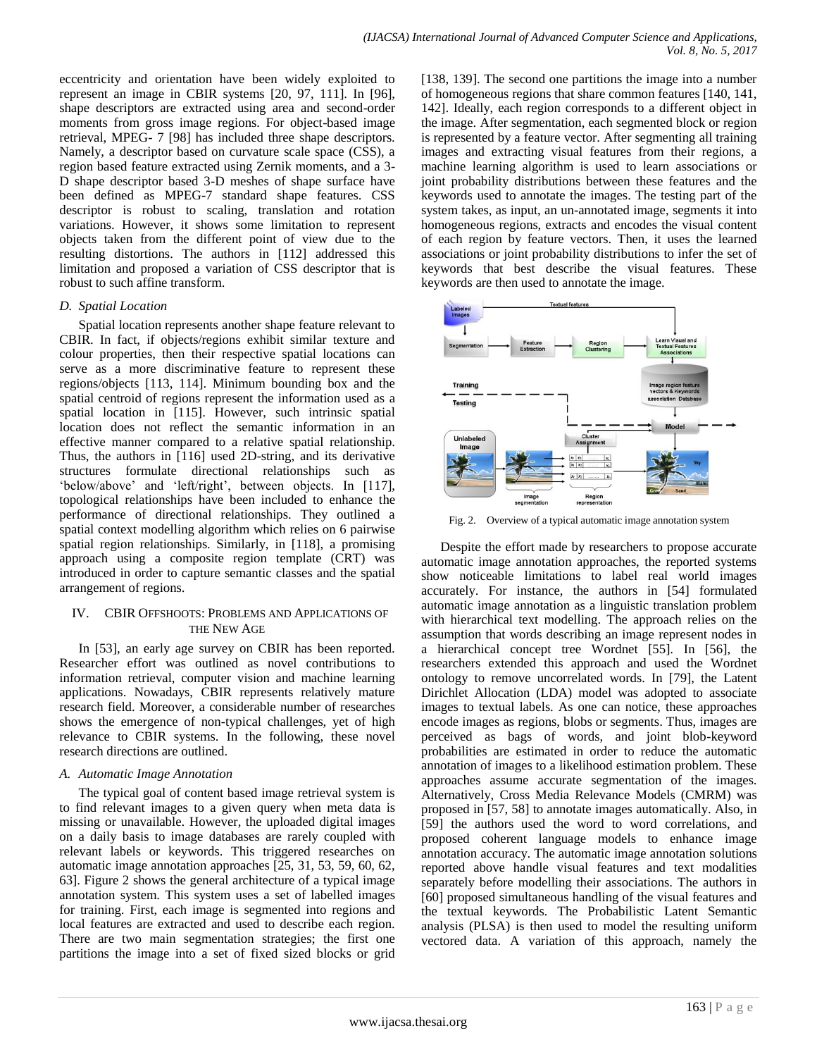eccentricity and orientation have been widely exploited to represent an image in CBIR systems [20, 97, 111]. In [96], shape descriptors are extracted using area and second-order moments from gross image regions. For object-based image retrieval, MPEG- 7 [98] has included three shape descriptors. Namely, a descriptor based on curvature scale space (CSS), a region based feature extracted using Zernik moments, and a 3-D shape descriptor based 3-D meshes of shape surface have been defined as MPEG-7 standard shape features. CSS descriptor is robust to scaling, translation and rotation variations. However, it shows some limitation to represent objects taken from the different point of view due to the resulting distortions. The authors in [112] addressed this limitation and proposed a variation of CSS descriptor that is robust to such affine transform.

### *D. Spatial Location*

Spatial location represents another shape feature relevant to CBIR. In fact, if objects/regions exhibit similar texture and colour properties, then their respective spatial locations can serve as a more discriminative feature to represent these regions/objects [113, 114]. Minimum bounding box and the spatial centroid of regions represent the information used as a spatial location in [115]. However, such intrinsic spatial location does not reflect the semantic information in an effective manner compared to a relative spatial relationship. Thus, the authors in [116] used 2D-string, and its derivative structures formulate directional relationships such as 'below/above' and 'left/right', between objects. In [117], topological relationships have been included to enhance the performance of directional relationships. They outlined a spatial context modelling algorithm which relies on 6 pairwise spatial region relationships. Similarly, in [118], a promising approach using a composite region template (CRT) was introduced in order to capture semantic classes and the spatial arrangement of regions.

## IV. CBIR Offshoots: Problems and Applications of the New Age

In [53], an early age survey on CBIR has been reported. Researcher effort was outlined as novel contributions to information retrieval, computer vision and machine learning applications. Nowadays, CBIR represents relatively mature research field. Moreover, a considerable number of researches shows the emergence of non-typical challenges, yet of high relevance to CBIR systems. In the following, these novel research directions are outlined.

### *A. Automatic Image Annotation*

The typical goal of content based image retrieval system is to find relevant images to a given query when meta data is missing or unavailable. However, the uploaded digital images on a daily basis to image databases are rarely coupled with relevant labels or keywords. This triggered researches on automatic image annotation approaches [25, 31, 53, 59, 60, 62, 63]. Figure 2 shows the general architecture of a typical image annotation system. This system uses a set of labelled images for training. First, each image is segmented into regions and local features are extracted and used to describe each region. There are two main segmentation strategies; the first one partitions the image into a set of fixed sized blocks or grid [138, 139]. The second one partitions the image into a number of homogeneous regions that share common features [140, 141, 142]. Ideally, each region corresponds to a different object in the image. After segmentation, each segmented block or region is represented by a feature vector. After segmenting all training images and extracting visual features from their regions, a machine learning algorithm is used to learn associations or joint probability distributions between these features and the keywords used to annotate the images. The testing part of the system takes, as input, an un-annotated image, segments it into homogeneous regions, extracts and encodes the visual content of each region by feature vectors. Then, it uses the learned associations or joint probability distributions to infer the set of keywords that best describe the visual features. These keywords are then used to annotate the image.

Fig. 2. Overview of a typical automatic image annotation system

Despite the effort made by researchers to propose accurate automatic image annotation approaches, the reported systems show noticeable limitations to label real world images accurately. For instance, the authors in [54] formulated automatic image annotation as a linguistic translation problem with hierarchical text modelling. The approach relies on the assumption that words describing an image represent nodes in a hierarchical concept tree Wordnet [55]. In [56], the researchers extended this approach and used the Wordnet ontology to remove uncorrelated words. In [79], the Latent Dirichlet Allocation (LDA) model was adopted to associate images to textual labels. As one can notice, these approaches encode images as regions, blobs or segments. Thus, images are perceived as bags of words, and joint blob-keyword probabilities are estimated in order to reduce the automatic annotation of images to a likelihood estimation problem. These approaches assume accurate segmentation of the images. Alternatively, Cross Media Relevance Models (CMRM) was proposed in [57, 58] to annotate images automatically. Also, in [59] the authors used the word to word correlations, and proposed coherent language models to enhance image annotation accuracy. The automatic image annotation solutions reported above handle visual features and text modalities separately before modelling their associations. The authors in [60] proposed simultaneous handling of the visual features and the textual keywords. The Probabilistic Latent Semantic analysis (PLSA) is then used to model the resulting uniform vectored data. A variation of this approach, namely the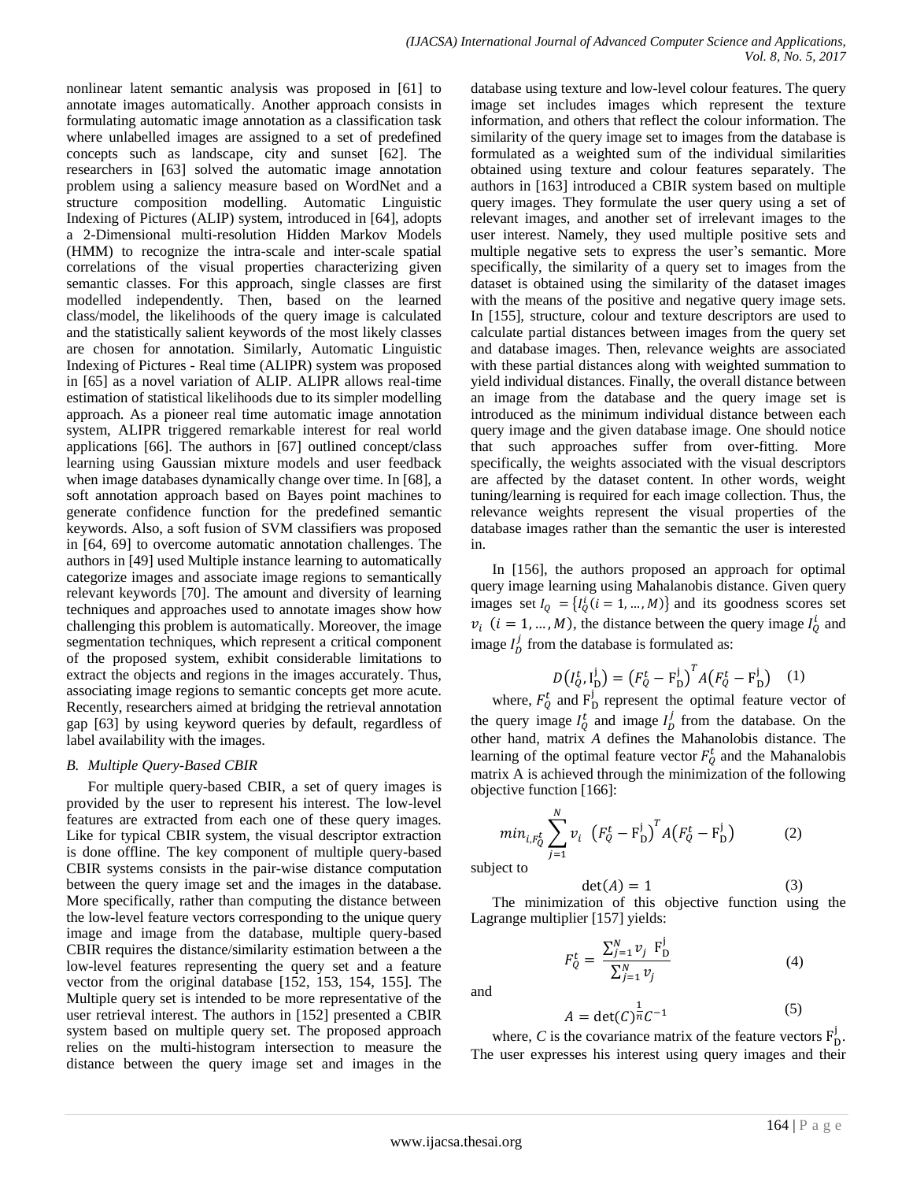nonlinear latent semantic analysis was proposed in [61] to annotate images automatically. Another approach consists in formulating automatic image annotation as a classification task where unlabelled images are assigned to a set of predefined concepts such as landscape, city and sunset [62]. The researchers in [63] solved the automatic image annotation problem using a saliency measure based on WordNet and a structure composition modelling. Automatic Linguistic Indexing of Pictures (ALIP) system, introduced in [64], adopts a 2-Dimensional multi-resolution Hidden Markov Models (HMM) to recognize the intra-scale and inter-scale spatial correlations of the visual properties characterizing given semantic classes. For this approach, single classes are first modelled independently. Then, based on the learned class/model, the likelihoods of the query image is calculated and the statistically salient keywords of the most likely classes are chosen for annotation. Similarly, Automatic Linguistic Indexing of Pictures - Real time (ALIPR) system was proposed in [65] as a novel variation of ALIP. ALIPR allows real-time estimation of statistical likelihoods due to its simpler modelling approach. As a pioneer real time automatic image annotation system, ALIPR triggered remarkable interest for real world applications [66]. The authors in [67] outlined concept/class learning using Gaussian mixture models and user feedback when image databases dynamically change over time. In [68], a soft annotation approach based on Bayes point machines to generate confidence function for the predefined semantic keywords. Also, a soft fusion of SVM classifiers was proposed in [64, 69] to overcome automatic annotation challenges. The authors in [49] used Multiple instance learning to automatically categorize images and associate image regions to semantically relevant keywords [70]. The amount and diversity of learning techniques and approaches used to annotate images show how challenging this problem is automatically. Moreover, the image segmentation techniques, which represent a critical component of the proposed system, exhibit considerable limitations to extract the objects and regions in the images accurately. Thus, associating image regions to semantic concepts get more acute. Recently, researchers aimed at bridging the retrieval annotation gap [63] by using keyword queries by default, regardless of label availability with the images.

### *B. Multiple Query-Based CBIR*

For multiple query-based CBIR, a set of query images is provided by the user to represent his interest. The low-level features are extracted from each one of these query images. Like for typical CBIR system, the visual descriptor extraction is done offline. The key component of multiple query-based CBIR systems consists in the pair-wise distance computation between the query image set and the images in the database. More specifically, rather than computing the distance between the low-level feature vectors corresponding to the unique query image and image from the database, multiple query-based CBIR requires the distance/similarity estimation between a the low-level features representing the query set and a feature vector from the original database [152, 153, 154, 155]. The Multiple query set is intended to be more representative of the user retrieval interest. The authors in [152] presented a CBIR system based on multiple query set. The proposed approach relies on the multi-histogram intersection to measure the distance between the query image set and images in the database using texture and low-level colour features. The query image set includes images which represent the texture information, and others that reflect the colour information. The similarity of the query image set to images from the database is formulated as a weighted sum of the individual similarities obtained using texture and colour features separately. The authors in [163] introduced a CBIR system based on multiple query images. They formulate the user query using a set of relevant images, and another set of irrelevant images to the user interest. Namely, they used multiple positive sets and multiple negative sets to express the user's semantic. More specifically, the similarity of a query set to images from the dataset is obtained using the similarity of the dataset images with the means of the positive and negative query image sets. In [155], structure, colour and texture descriptors are used to calculate partial distances between images from the query set and database images. Then, relevance weights are associated with these partial distances along with weighted summation to yield individual distances. Finally, the overall distance between an image from the database and the query image set is introduced as the minimum individual distance between each query image and the given database image. One should notice that such approaches suffer from over-fitting. More specifically, the weights associated with the visual descriptors are affected by the dataset content. In other words, weight tuning/learning is required for each image collection. Thus, the relevance weights represent the visual properties of the database images rather than the semantic the user is interested in.

In [156], the authors proposed an approach for optimal query image learning using Mahalanobis distance. Given query images set $I_Q = \{I_Q^i (i = 1, \dots, M)\}$ and its goodness scores set $v_i \ (i = 1, \dots, M)$, the distance between the query image $I_Q^i$ and image $I_D^j$ from the database is formulated as:

$$D\left(I_Q^t, \mathrm{I}_\mathrm{D}^\mathrm{j}\right) = \left(F_Q^t - \mathrm{F}_\mathrm{D}^\mathrm{j}\right)^T A\left(F_Q^t - \mathrm{F}_\mathrm{D}^\mathrm{j}\right) \quad (1)$$

where, $F_Q^t$ and $\mathrm{F}_\mathrm{D}^\mathrm{j}$ represent the optimal feature vector of the query image $I_Q^t$ and image $I_D^j$ from the database. On the other hand, matrix *A* defines the Mahanolobis distance. The learning of the optimal feature vector $F_Q^t$ and the Mahanalobis matrix A is achieved through the minimization of the following objective function [166]:

$$min_{i,F_Q^t} \sum_{j=1}^{N} v_i \ \left(F_Q^t - \mathrm{F}_\mathrm{D}^\mathrm{j}\right)^T A\left(F_Q^t - \mathrm{F}_\mathrm{D}^\mathrm{j}\right) \quad (2)$$

subject to

$$\det(A) = 1 \quad (3)$$

The minimization of this objective function using the Lagrange multiplier [157] yields:

$$F_Q^t = \frac{\sum_{j=1}^{N} v_j \ \mathrm{F}_\mathrm{D}^\mathrm{j}}{\sum_{j=1}^{N} v_j} \quad (4)$$

and

$$A = \det(C)^{\frac{1}{n}} C^{-1} \quad (5)$$

where, *C* is the covariance matrix of the feature vectors $\mathrm{F}_\mathrm{D}^\mathrm{j}$. The user expresses his interest using query images and their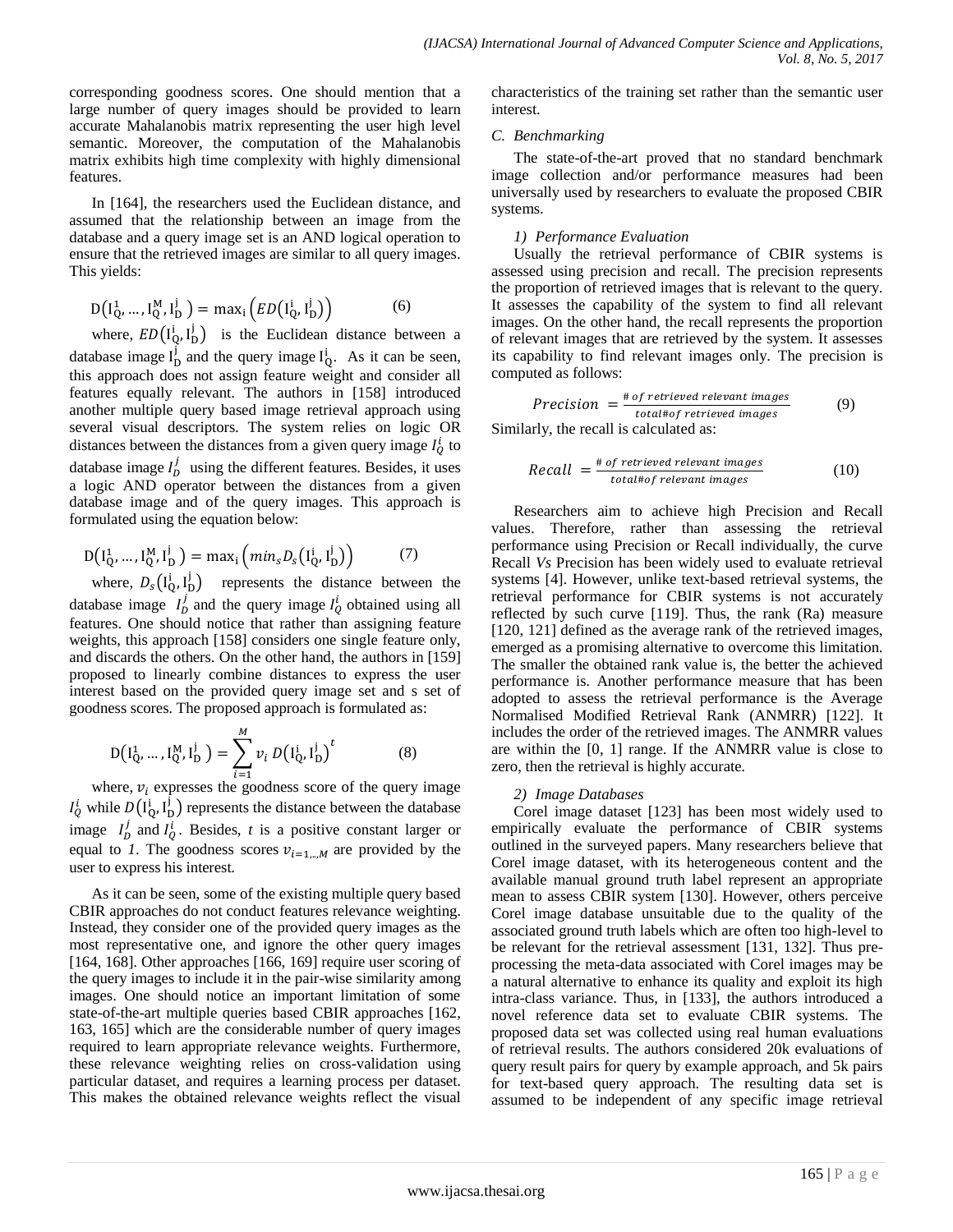corresponding goodness scores. One should mention that a large number of query images should be provided to learn accurate Mahalanobis matrix representing the user high level semantic. Moreover, the computation of the Mahalanobis matrix exhibits high time complexity with highly dimensional features.

In [164], the researchers used the Euclidean distance, and assumed that the relationship between an image from the database and a query image set is an AND logical operation to ensure that the retrieved images are similar to all query images. This yields:

$$D\left(I_Q^1, \ldots, I_Q^M, I_D^j\right) = \max_i \left(ED\left(I_Q^i, I_D^j\right)\right) \tag{6}$$

where, $ED\left(I_Q^i, I_D^j\right)$ is the Euclidean distance between a database image $I_D^j$ and the query image $I_Q^i$. As it can be seen, this approach does not assign feature weight and consider all features equally relevant. The authors in [158] introduced another multiple query based image retrieval approach using several visual descriptors. The system relies on logic OR distances between the distances from a given query image $I_Q^i$ to database image $I_D^j$ using the different features. Besides, it uses a logic AND operator between the distances from a given database image and of the query images. This approach is formulated using the equation below:

$$D\left(I_Q^1, \ldots, I_Q^M, I_D^j\right) = \max_i \left(min_s D_s\left(I_Q^i, I_D^j\right)\right) \tag{7}$$

where, $D_s\left(I_Q^i, I_D^j\right)$ represents the distance between the database image $I_D^j$ and the query image $I_Q^i$ obtained using all features. One should notice that rather than assigning feature weights, this approach [158] considers one single feature only, and discards the others. On the other hand, the authors in [159] proposed to linearly combine distances to express the user interest based on the provided query image set and s set of goodness scores. The proposed approach is formulated as:

$$D\left(I_Q^1, \ldots, I_Q^M, I_D^j\right) = \sum_{i=1}^{M} v_i \, D\left(I_Q^i, I_D^j\right)^t \tag{8}$$

where, $v_i$ expresses the goodness score of the query image $I_Q^i$ while $D\left(I_Q^i, I_D^j\right)$ represents the distance between the database image $I_D^j$ and $I_Q^i$. Besides, $t$ is a positive constant larger or equal to *1*. The goodness scores $v_{i=1,..,M}$ are provided by the user to express his interest.

As it can be seen, some of the existing multiple query based CBIR approaches do not conduct features relevance weighting. Instead, they consider one of the provided query images as the most representative one, and ignore the other query images [164, 168]. Other approaches [166, 169] require user scoring of the query images to include it in the pair-wise similarity among images. One should notice an important limitation of some state-of-the-art multiple queries based CBIR approaches [162, 163, 165] which are the considerable number of query images required to learn appropriate relevance weights. Furthermore, these relevance weighting relies on cross-validation using particular dataset, and requires a learning process per dataset. This makes the obtained relevance weights reflect the visual characteristics of the training set rather than the semantic user interest.

### *C. Benchmarking*

The state-of-the-art proved that no standard benchmark image collection and/or performance measures had been universally used by researchers to evaluate the proposed CBIR systems.

#### *1) Performance Evaluation*

Usually the retrieval performance of CBIR systems is assessed using precision and recall. The precision represents the proportion of retrieved images that is relevant to the query. It assesses the capability of the system to find all relevant images. On the other hand, the recall represents the proportion of relevant images that are retrieved by the system. It assesses its capability to find relevant images only. The precision is computed as follows:

$$Precision = \frac{\#\,of\,retrieved\,relevant\,images}{total\#of\,retrieved\,images} \tag{9}$$

Similarly, the recall is calculated as:

$$Recall = \frac{\#\,of\,retrieved\,relevant\,images}{total\#of\,relevant\,images} \tag{10}$$

Researchers aim to achieve high Precision and Recall values. Therefore, rather than assessing the retrieval performance using Precision or Recall individually, the curve Recall *Vs* Precision has been widely used to evaluate retrieval systems [4]. However, unlike text-based retrieval systems, the retrieval performance for CBIR systems is not accurately reflected by such curve [119]. Thus, the rank (Ra) measure [120, 121] defined as the average rank of the retrieved images, emerged as a promising alternative to overcome this limitation. The smaller the obtained rank value is, the better the achieved performance is. Another performance measure that has been adopted to assess the retrieval performance is the Average Normalised Modified Retrieval Rank (ANMRR) [122]. It includes the order of the retrieved images. The ANMRR values are within the [0, 1] range. If the ANMRR value is close to zero, then the retrieval is highly accurate.

#### *2) Image Databases*

Corel image dataset [123] has been most widely used to empirically evaluate the performance of CBIR systems outlined in the surveyed papers. Many researchers believe that Corel image dataset, with its heterogeneous content and the available manual ground truth label represent an appropriate mean to assess CBIR system [130]. However, others perceive Corel image database unsuitable due to the quality of the associated ground truth labels which are often too high-level to be relevant for the retrieval assessment [131, 132]. Thus pre-processing the meta-data associated with Corel images may be a natural alternative to enhance its quality and exploit its high intra-class variance. Thus, in [133], the authors introduced a novel reference data set to evaluate CBIR systems. The proposed data set was collected using real human evaluations of retrieval results. The authors considered 20k evaluations of query result pairs for query by example approach, and 5k pairs for text-based query approach. The resulting data set is assumed to be independent of any specific image retrieval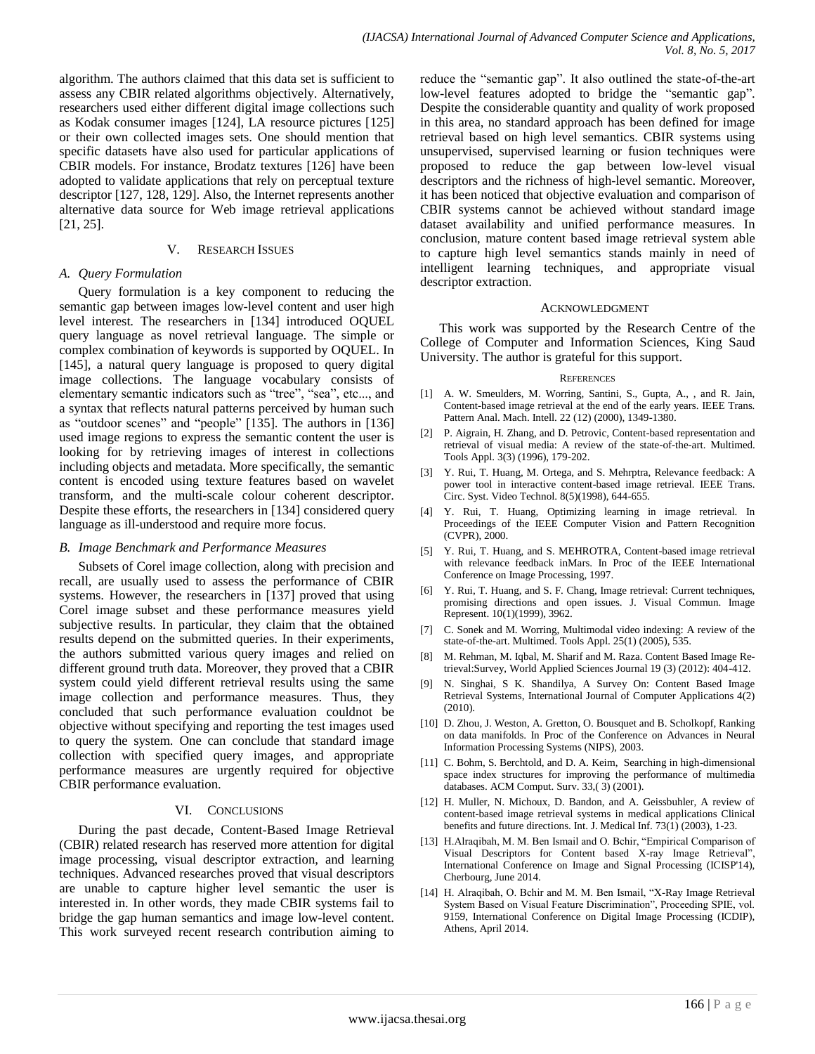algorithm. The authors claimed that this data set is sufficient to assess any CBIR related algorithms objectively. Alternatively, researchers used either different digital image collections such as Kodak consumer images [124], LA resource pictures [125] or their own collected images sets. One should mention that specific datasets have also used for particular applications of CBIR models. For instance, Brodatz textures [126] have been adopted to validate applications that rely on perceptual texture descriptor [127, 128, 129]. Also, the Internet represents another alternative data source for Web image retrieval applications [21, 25].

## V. Research Issues

### A. Query Formulation

Query formulation is a key component to reducing the semantic gap between images low-level content and user high level interest. The researchers in [134] introduced OQUEL query language as novel retrieval language. The simple or complex combination of keywords is supported by OQUEL. In [145], a natural query language is proposed to query digital image collections. The language vocabulary consists of elementary semantic indicators such as "tree", "sea", etc..., and a syntax that reflects natural patterns perceived by human such as "outdoor scenes" and "people" [135]. The authors in [136] used image regions to express the semantic content the user is looking for by retrieving images of interest in collections including objects and metadata. More specifically, the semantic content is encoded using texture features based on wavelet transform, and the multi-scale colour coherent descriptor. Despite these efforts, the researchers in [134] considered query language as ill-understood and require more focus.

### B. Image Benchmark and Performance Measures

Subsets of Corel image collection, along with precision and recall, are usually used to assess the performance of CBIR systems. However, the researchers in [137] proved that using Corel image subset and these performance measures yield subjective results. In particular, they claim that the obtained results depend on the submitted queries. In their experiments, the authors submitted various query images and relied on different ground truth data. Moreover, they proved that a CBIR system could yield different retrieval results using the same image collection and performance measures. Thus, they concluded that such performance evaluation couldnot be objective without specifying and reporting the test images used to query the system. One can conclude that standard image collection with specified query images, and appropriate performance measures are urgently required for objective CBIR performance evaluation.

## VI. Conclusions

During the past decade, Content-Based Image Retrieval (CBIR) related research has reserved more attention for digital image processing, visual descriptor extraction, and learning techniques. Advanced researches proved that visual descriptors are unable to capture higher level semantic the user is interested in. In other words, they made CBIR systems fail to bridge the gap human semantics and image low-level content. This work surveyed recent research contribution aiming to reduce the "semantic gap". It also outlined the state-of-the-art low-level features adopted to bridge the "semantic gap". Despite the considerable quantity and quality of work proposed in this area, no standard approach has been defined for image retrieval based on high level semantics. CBIR systems using unsupervised, supervised learning or fusion techniques were proposed to reduce the gap between low-level visual descriptors and the richness of high-level semantic. Moreover, it has been noticed that objective evaluation and comparison of CBIR systems cannot be achieved without standard image dataset availability and unified performance measures. In conclusion, mature content based image retrieval system able to capture high level semantics stands mainly in need of intelligent learning techniques, and appropriate visual descriptor extraction.

## Acknowledgment

This work was supported by the Research Centre of the College of Computer and Information Sciences, King Saud University. The author is grateful for this support.

## References

[1] A. W. Smeulders, M. Worring, Santini, S., Gupta, A., , and R. Jain, Content-based image retrieval at the end of the early years. IEEE Trans. Pattern Anal. Mach. Intell. 22 (12) (2000), 1349-1380.

[2] P. Aigrain, H. Zhang, and D. Petrovic, Content-based representation and retrieval of visual media: A review of the state-of-the-art. Multimed. Tools Appl. 3(3) (1996), 179-202.

[3] Y. Rui, T. Huang, M. Ortega, and S. Mehrptra, Relevance feedback: A power tool in interactive content-based image retrieval. IEEE Trans. Circ. Syst. Video Technol. 8(5)(1998), 644-655.

[4] Y. Rui, T. Huang, Optimizing learning in image retrieval. In Proceedings of the IEEE Computer Vision and Pattern Recognition (CVPR), 2000.

[5] Y. Rui, T. Huang, and S. MEHROTRA, Content-based image retrieval with relevance feedback inMars. In Proc of the IEEE International Conference on Image Processing, 1997.

[6] Y. Rui, T. Huang, and S. F. Chang, Image retrieval: Current techniques, promising directions and open issues. J. Visual Commun. Image Represent. 10(1)(1999), 3962.

[7] C. Sonek and M. Worring, Multimodal video indexing: A review of the state-of-the-art. Multimed. Tools Appl. 25(1) (2005), 535.

[8] M. Rehman, M. Iqbal, M. Sharif and M. Raza. Content Based Image Re-trieval:Survey, World Applied Sciences Journal 19 (3) (2012): 404-412.

[9] N. Singhai, S K. Shandilya, A Survey On: Content Based Image Retrieval Systems, International Journal of Computer Applications 4(2) (2010).

[10] D. Zhou, J. Weston, A. Gretton, O. Bousquet and B. Scholkopf, Ranking on data manifolds. In Proc of the Conference on Advances in Neural Information Processing Systems (NIPS), 2003.

[11] C. Bohm, S. Berchtold, and D. A. Keim, Searching in high-dimensional space index structures for improving the performance of multimedia databases. ACM Comput. Surv. 33,( 3) (2001).

[12] H. Muller, N. Michoux, D. Bandon, and A. Geissbuhler, A review of content-based image retrieval systems in medical applications Clinical benefits and future directions. Int. J. Medical Inf. 73(1) (2003), 1-23.

[13] H.Alraqibah, M. M. Ben Ismail and O. Bchir, "Empirical Comparison of Visual Descriptors for Content based X-ray Image Retrieval", International Conference on Image and Signal Processing (ICISP'14), Cherbourg, June 2014.

[14] H. Alraqibah, O. Bchir and M. M. Ben Ismail, "X-Ray Image Retrieval System Based on Visual Feature Discrimination", Proceeding SPIE, vol. 9159, International Conference on Digital Image Processing (ICDIP), Athens, April 2014.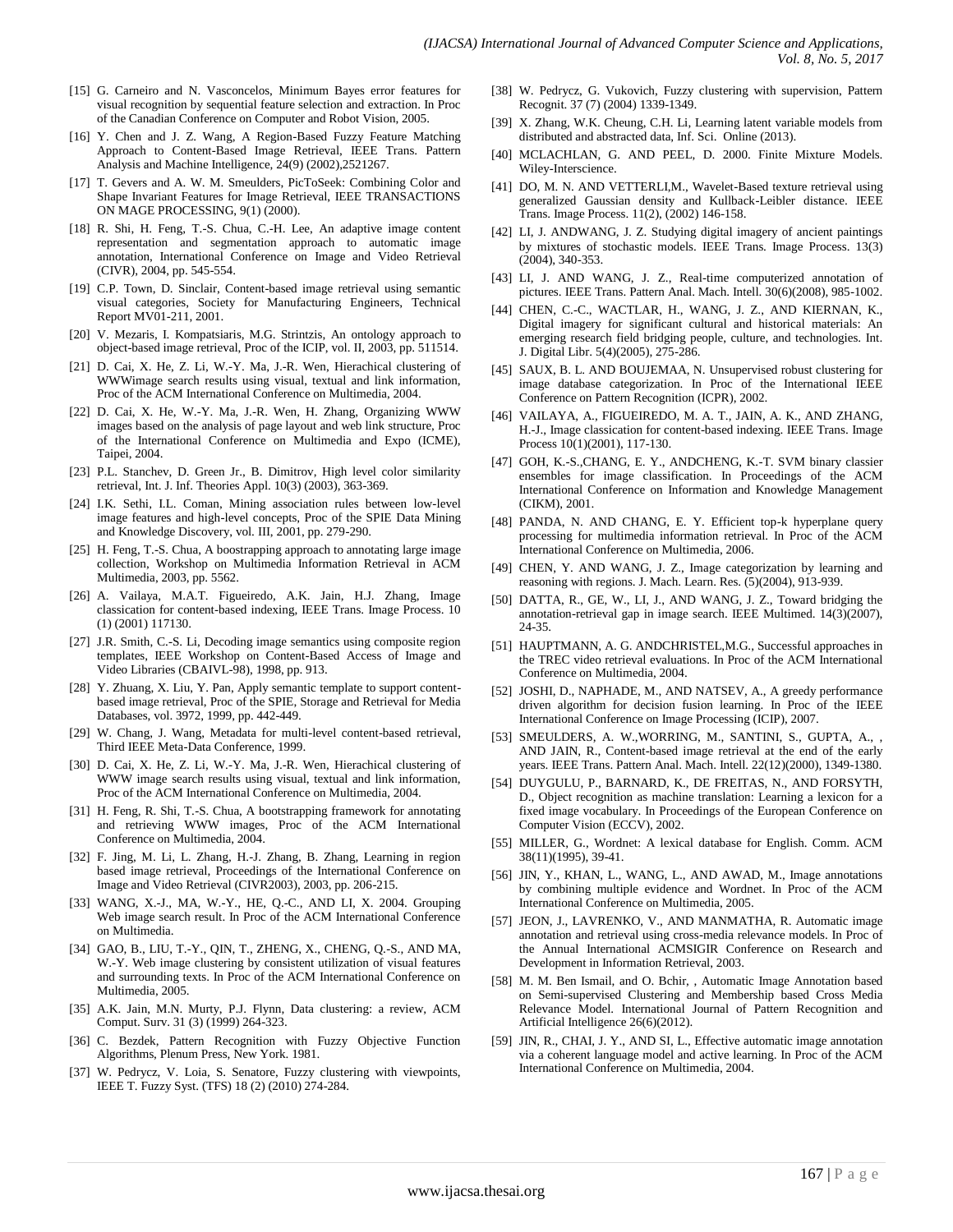[15] G. Carneiro and N. Vasconcelos, Minimum Bayes error features for visual recognition by sequential feature selection and extraction. In Proc of the Canadian Conference on Computer and Robot Vision, 2005.

[16] Y. Chen and J. Z. Wang, A Region-Based Fuzzy Feature Matching Approach to Content-Based Image Retrieval, IEEE Trans. Pattern Analysis and Machine Intelligence, 24(9) (2002),2521267.

[17] T. Gevers and A. W. M. Smeulders, PicToSeek: Combining Color and Shape Invariant Features for Image Retrieval, IEEE TRANSACTIONS ON MAGE PROCESSING, 9(1) (2000).

[18] R. Shi, H. Feng, T.-S. Chua, C.-H. Lee, An adaptive image content representation and segmentation approach to automatic image annotation, International Conference on Image and Video Retrieval (CIVR), 2004, pp. 545-554.

[19] C.P. Town, D. Sinclair, Content-based image retrieval using semantic visual categories, Society for Manufacturing Engineers, Technical Report MV01-211, 2001.

[20] V. Mezaris, I. Kompatsiaris, M.G. Strintzis, An ontology approach to object-based image retrieval, Proc of the ICIP, vol. II, 2003, pp. 511514.

[21] D. Cai, X. He, Z. Li, W.-Y. Ma, J.-R. Wen, Hierachical clustering of WWWimage search results using visual, textual and link information, Proc of the ACM International Conference on Multimedia, 2004.

[22] D. Cai, X. He, W.-Y. Ma, J.-R. Wen, H. Zhang, Organizing WWW images based on the analysis of page layout and web link structure, Proc of the International Conference on Multimedia and Expo (ICME), Taipei, 2004.

[23] P.L. Stanchev, D. Green Jr., B. Dimitrov, High level color similarity retrieval, Int. J. Inf. Theories Appl. 10(3) (2003), 363-369.

[24] I.K. Sethi, I.L. Coman, Mining association rules between low-level image features and high-level concepts, Proc of the SPIE Data Mining and Knowledge Discovery, vol. III, 2001, pp. 279-290.

[25] H. Feng, T.-S. Chua, A boostrapping approach to annotating large image collection, Workshop on Multimedia Information Retrieval in ACM Multimedia, 2003, pp. 5562.

[26] A. Vailaya, M.A.T. Figueiredo, A.K. Jain, H.J. Zhang, Image classication for content-based indexing, IEEE Trans. Image Process. 10 (1) (2001) 117130.

[27] J.R. Smith, C.-S. Li, Decoding image semantics using composite region templates, IEEE Workshop on Content-Based Access of Image and Video Libraries (CBAIVL-98), 1998, pp. 913.

[28] Y. Zhuang, X. Liu, Y. Pan, Apply semantic template to support content-based image retrieval, Proc of the SPIE, Storage and Retrieval for Media Databases, vol. 3972, 1999, pp. 442-449.

[29] W. Chang, J. Wang, Metadata for multi-level content-based retrieval, Third IEEE Meta-Data Conference, 1999.

[30] D. Cai, X. He, Z. Li, W.-Y. Ma, J.-R. Wen, Hierachical clustering of WWW image search results using visual, textual and link information, Proc of the ACM International Conference on Multimedia, 2004.

[31] H. Feng, R. Shi, T.-S. Chua, A bootstrapping framework for annotating and retrieving WWW images, Proc of the ACM International Conference on Multimedia, 2004.

[32] F. Jing, M. Li, L. Zhang, H.-J. Zhang, B. Zhang, Learning in region based image retrieval, Proceedings of the International Conference on Image and Video Retrieval (CIVR2003), 2003, pp. 206-215.

[33] WANG, X.-J., MA, W.-Y., HE, Q.-C., AND LI, X. 2004. Grouping Web image search result. In Proc of the ACM International Conference on Multimedia.

[34] GAO, B., LIU, T.-Y., QIN, T., ZHENG, X., CHENG, Q.-S., AND MA, W.-Y. Web image clustering by consistent utilization of visual features and surrounding texts. In Proc of the ACM International Conference on Multimedia, 2005.

[35] A.K. Jain, M.N. Murty, P.J. Flynn, Data clustering: a review, ACM Comput. Surv. 31 (3) (1999) 264-323.

[36] C. Bezdek, Pattern Recognition with Fuzzy Objective Function Algorithms, Plenum Press, New York. 1981.

[37] W. Pedrycz, V. Loia, S. Senatore, Fuzzy clustering with viewpoints, IEEE T. Fuzzy Syst. (TFS) 18 (2) (2010) 274-284.

[38] W. Pedrycz, G. Vukovich, Fuzzy clustering with supervision, Pattern Recognit. 37 (7) (2004) 1339-1349.

[39] X. Zhang, W.K. Cheung, C.H. Li, Learning latent variable models from distributed and abstracted data, Inf. Sci. Online (2013).

[40] MCLACHLAN, G. AND PEEL, D. 2000. Finite Mixture Models. Wiley-Interscience.

[41] DO, M. N. AND VETTERLI,M., Wavelet-Based texture retrieval using generalized Gaussian density and Kullback-Leibler distance. IEEE Trans. Image Process. 11(2), (2002) 146-158.

[42] LI, J. ANDWANG, J. Z. Studying digital imagery of ancient paintings by mixtures of stochastic models. IEEE Trans. Image Process. 13(3) (2004), 340-353.

[43] LI, J. AND WANG, J. Z., Real-time computerized annotation of pictures. IEEE Trans. Pattern Anal. Mach. Intell. 30(6)(2008), 985-1002.

[44] CHEN, C.-C., WACTLAR, H., WANG, J. Z., AND KIERNAN, K., Digital imagery for significant cultural and historical materials: An emerging research field bridging people, culture, and technologies. Int. J. Digital Libr. 5(4)(2005), 275-286.

[45] SAUX, B. L. AND BOUJEMAA, N. Unsupervised robust clustering for image database categorization. In Proc of the International IEEE Conference on Pattern Recognition (ICPR), 2002.

[46] VAILAYA, A., FIGUEIREDO, M. A. T., JAIN, A. K., AND ZHANG, H.-J., Image classication for content-based indexing. IEEE Trans. Image Process 10(1)(2001), 117-130.

[47] GOH, K.-S.,CHANG, E. Y., ANDCHENG, K.-T. SVM binary classier ensembles for image classification. In Proceedings of the ACM International Conference on Information and Knowledge Management (CIKM), 2001.

[48] PANDA, N. AND CHANG, E. Y. Efficient top-k hyperplane query processing for multimedia information retrieval. In Proc of the ACM International Conference on Multimedia, 2006.

[49] CHEN, Y. AND WANG, J. Z., Image categorization by learning and reasoning with regions. J. Mach. Learn. Res. (5)(2004), 913-939.

[50] DATTA, R., GE, W., LI, J., AND WANG, J. Z., Toward bridging the annotation-retrieval gap in image search. IEEE Multimed. 14(3)(2007), 24-35.

[51] HAUPTMANN, A. G. ANDCHRISTEL,M.G., Successful approaches in the TREC video retrieval evaluations. In Proc of the ACM International Conference on Multimedia, 2004.

[52] JOSHI, D., NAPHADE, M., AND NATSEV, A., A greedy performance driven algorithm for decision fusion learning. In Proc of the IEEE International Conference on Image Processing (ICIP), 2007.

[53] SMEULDERS, A. W.,WORRING, M., SANTINI, S., GUPTA, A., , AND JAIN, R., Content-based image retrieval at the end of the early years. IEEE Trans. Pattern Anal. Mach. Intell. 22(12)(2000), 1349-1380.

[54] DUYGULU, P., BARNARD, K., DE FREITAS, N., AND FORSYTH, D., Object recognition as machine translation: Learning a lexicon for a fixed image vocabulary. In Proceedings of the European Conference on Computer Vision (ECCV), 2002.

[55] MILLER, G., Wordnet: A lexical database for English. Comm. ACM 38(11)(1995), 39-41.

[56] JIN, Y., KHAN, L., WANG, L., AND AWAD, M., Image annotations by combining multiple evidence and Wordnet. In Proc of the ACM International Conference on Multimedia, 2005.

[57] JEON, J., LAVRENKO, V., AND MANMATHA, R. Automatic image annotation and retrieval using cross-media relevance models. In Proc of the Annual International ACMSIGIR Conference on Research and Development in Information Retrieval, 2003.

[58] M. M. Ben Ismail, and O. Bchir, , Automatic Image Annotation based on Semi-supervised Clustering and Membership based Cross Media Relevance Model. International Journal of Pattern Recognition and Artificial Intelligence 26(6)(2012).

[59] JIN, R., CHAI, J. Y., AND SI, L., Effective automatic image annotation via a coherent language model and active learning. In Proc of the ACM International Conference on Multimedia, 2004.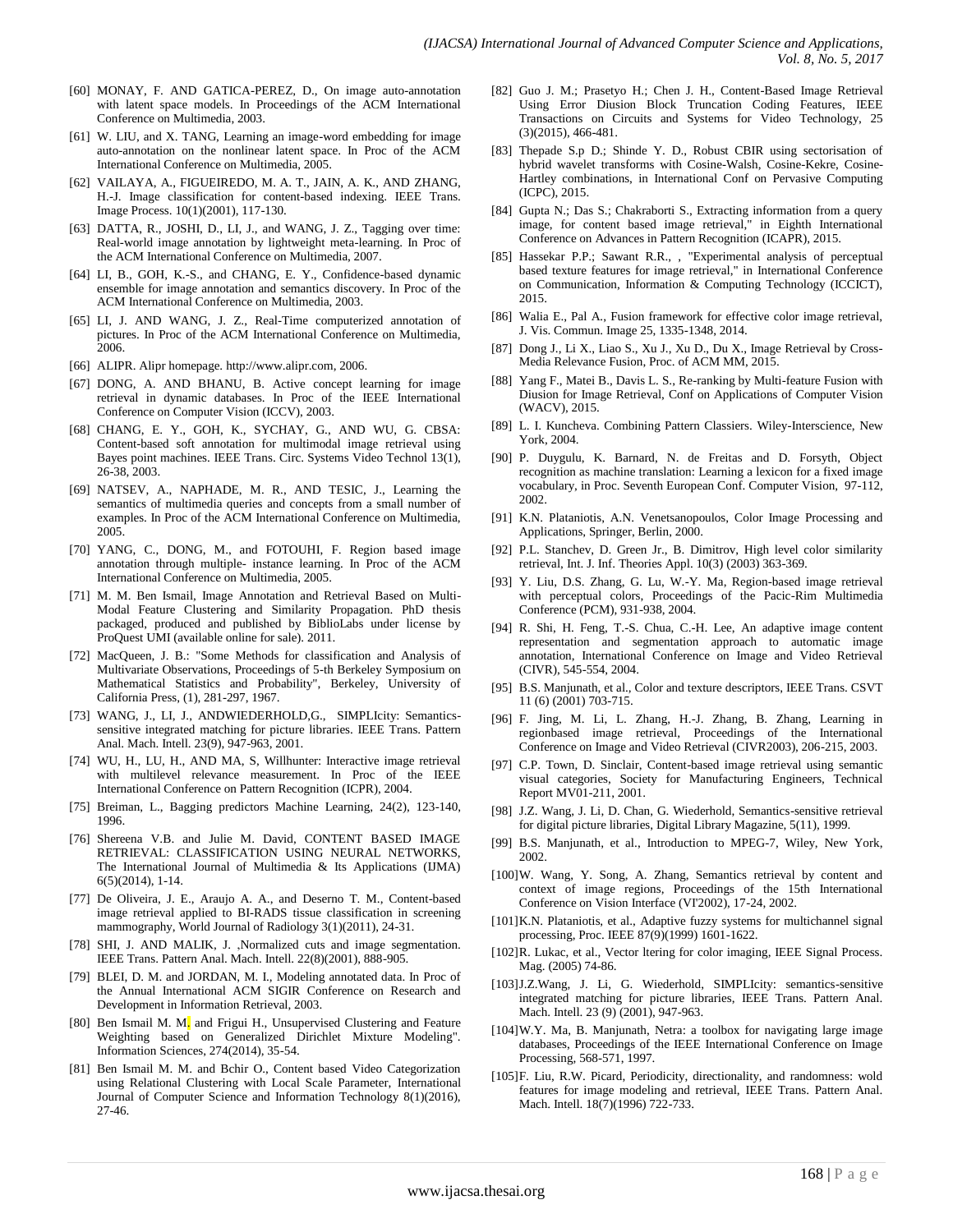[60] MONAY, F. AND GATICA-PEREZ, D., On image auto-annotation with latent space models. In Proceedings of the ACM International Conference on Multimedia, 2003.

[61] W. LIU, and X. TANG, Learning an image-word embedding for image auto-annotation on the nonlinear latent space. In Proc of the ACM International Conference on Multimedia, 2005.

[62] VAILAYA, A., FIGUEIREDO, M. A. T., JAIN, A. K., AND ZHANG, H.-J. Image classification for content-based indexing. IEEE Trans. Image Process. 10(1)(2001), 117-130.

[63] DATTA, R., JOSHI, D., LI, J., and WANG, J. Z., Tagging over time: Real-world image annotation by lightweight meta-learning. In Proc of the ACM International Conference on Multimedia, 2007.

[64] LI, B., GOH, K.-S., and CHANG, E. Y., Confidence-based dynamic ensemble for image annotation and semantics discovery. In Proc of the ACM International Conference on Multimedia, 2003.

[65] LI, J. AND WANG, J. Z., Real-Time computerized annotation of pictures. In Proc of the ACM International Conference on Multimedia, 2006.

[66] ALIPR. Alipr homepage. http://www.alipr.com, 2006.

[67] DONG, A. AND BHANU, B. Active concept learning for image retrieval in dynamic databases. In Proc of the IEEE International Conference on Computer Vision (ICCV), 2003.

[68] CHANG, E. Y., GOH, K., SYCHAY, G., AND WU, G. CBSA: Content-based soft annotation for multimodal image retrieval using Bayes point machines. IEEE Trans. Circ. Systems Video Technol 13(1), 26-38, 2003.

[69] NATSEV, A., NAPHADE, M. R., AND TESIC, J., Learning the semantics of multimedia queries and concepts from a small number of examples. In Proc of the ACM International Conference on Multimedia, 2005.

[70] YANG, C., DONG, M., and FOTOUHI, F. Region based image annotation through multiple- instance learning. In Proc of the ACM International Conference on Multimedia, 2005.

[71] M. M. Ben Ismail, Image Annotation and Retrieval Based on Multi-Modal Feature Clustering and Similarity Propagation. PhD thesis packaged, produced and published by BiblioLabs under license by ProQuest UMI (available online for sale). 2011.

[72] MacQueen, J. B.: "Some Methods for classification and Analysis of Multivariate Observations, Proceedings of 5-th Berkeley Symposium on Mathematical Statistics and Probability", Berkeley, University of California Press, (1), 281-297, 1967.

[73] WANG, J., LI, J., ANDWIEDERHOLD,G., SIMPLIcity: Semantics-sensitive integrated matching for picture libraries. IEEE Trans. Pattern Anal. Mach. Intell. 23(9), 947-963, 2001.

[74] WU, H., LU, H., AND MA, S, Willhunter: Interactive image retrieval with multilevel relevance measurement. In Proc of the IEEE International Conference on Pattern Recognition (ICPR), 2004.

[75] Breiman, L., Bagging predictors Machine Learning, 24(2), 123-140, 1996.

[76] Shereena V.B. and Julie M. David, CONTENT BASED IMAGE RETRIEVAL: CLASSIFICATION USING NEURAL NETWORKS, The International Journal of Multimedia & Its Applications (IJMA) 6(5)(2014), 1-14.

[77] De Oliveira, J. E., Araujo A. A., and Deserno T. M., Content-based image retrieval applied to BI-RADS tissue classification in screening mammography, World Journal of Radiology 3(1)(2011), 24-31.

[78] SHI, J. AND MALIK, J. ,Normalized cuts and image segmentation. IEEE Trans. Pattern Anal. Mach. Intell. 22(8)(2001), 888-905.

[79] BLEI, D. M. and JORDAN, M. I., Modeling annotated data. In Proc of the Annual International ACM SIGIR Conference on Research and Development in Information Retrieval, 2003.

[80] Ben Ismail M. M. and Frigui H., Unsupervised Clustering and Feature Weighting based on Generalized Dirichlet Mixture Modeling". Information Sciences, 274(2014), 35-54.

[81] Ben Ismail M. M. and Bchir O., Content based Video Categorization using Relational Clustering with Local Scale Parameter, International Journal of Computer Science and Information Technology 8(1)(2016), 27-46.

[82] Guo J. M.; Prasetyo H.; Chen J. H., Content-Based Image Retrieval Using Error Diusion Block Truncation Coding Features, IEEE Transactions on Circuits and Systems for Video Technology, 25 (3)(2015), 466-481.

[83] Thepade S.p D.; Shinde Y. D., Robust CBIR using sectorisation of hybrid wavelet transforms with Cosine-Walsh, Cosine-Kekre, Cosine-Hartley combinations, in International Conf on Pervasive Computing (ICPC), 2015.

[84] Gupta N.; Das S.; Chakraborti S., Extracting information from a query image, for content based image retrieval," in Eighth International Conference on Advances in Pattern Recognition (ICAPR), 2015.

[85] Hassekar P.P.; Sawant R.R., , "Experimental analysis of perceptual based texture features for image retrieval," in International Conference on Communication, Information & Computing Technology (ICCICT), 2015.

[86] Walia E., Pal A., Fusion framework for effective color image retrieval, J. Vis. Commun. Image 25, 1335-1348, 2014.

[87] Dong J., Li X., Liao S., Xu J., Xu D., Du X., Image Retrieval by Cross-Media Relevance Fusion, Proc. of ACM MM, 2015.

[88] Yang F., Matei B., Davis L. S., Re-ranking by Multi-feature Fusion with Diusion for Image Retrieval, Conf on Applications of Computer Vision (WACV), 2015.

[89] L. I. Kuncheva. Combining Pattern Classiers. Wiley-Interscience, New York, 2004.

[90] P. Duygulu, K. Barnard, N. de Freitas and D. Forsyth, Object recognition as machine translation: Learning a lexicon for a fixed image vocabulary, in Proc. Seventh European Conf. Computer Vision, 97-112, 2002.

[91] K.N. Plataniotis, A.N. Venetsanopoulos, Color Image Processing and Applications, Springer, Berlin, 2000.

[92] P.L. Stanchev, D. Green Jr., B. Dimitrov, High level color similarity retrieval, Int. J. Inf. Theories Appl. 10(3) (2003) 363-369.

[93] Y. Liu, D.S. Zhang, G. Lu, W.-Y. Ma, Region-based image retrieval with perceptual colors, Proceedings of the Pacic-Rim Multimedia Conference (PCM), 931-938, 2004.

[94] R. Shi, H. Feng, T.-S. Chua, C.-H. Lee, An adaptive image content representation and segmentation approach to automatic image annotation, International Conference on Image and Video Retrieval (CIVR), 545-554, 2004.

[95] B.S. Manjunath, et al., Color and texture descriptors, IEEE Trans. CSVT 11 (6) (2001) 703-715.

[96] F. Jing, M. Li, L. Zhang, H.-J. Zhang, B. Zhang, Learning in regionbased image retrieval, Proceedings of the International Conference on Image and Video Retrieval (CIVR2003), 206-215, 2003.

[97] C.P. Town, D. Sinclair, Content-based image retrieval using semantic visual categories, Society for Manufacturing Engineers, Technical Report MV01-211, 2001.

[98] J.Z. Wang, J. Li, D. Chan, G. Wiederhold, Semantics-sensitive retrieval for digital picture libraries, Digital Library Magazine, 5(11), 1999.

[99] B.S. Manjunath, et al., Introduction to MPEG-7, Wiley, New York, 2002.

[100] W. Wang, Y. Song, A. Zhang, Semantics retrieval by content and context of image regions, Proceedings of the 15th International Conference on Vision Interface (VI'2002), 17-24, 2002.

[101] K.N. Plataniotis, et al., Adaptive fuzzy systems for multichannel signal processing, Proc. IEEE 87(9)(1999) 1601-1622.

[102] R. Lukac, et al., Vector ltering for color imaging, IEEE Signal Process. Mag. (2005) 74-86.

[103] J.Z.Wang, J. Li, G. Wiederhold, SIMPLIcity: semantics-sensitive integrated matching for picture libraries, IEEE Trans. Pattern Anal. Mach. Intell. 23 (9) (2001), 947-963.

[104] W.Y. Ma, B. Manjunath, Netra: a toolbox for navigating large image databases, Proceedings of the IEEE International Conference on Image Processing, 568-571, 1997.

[105] F. Liu, R.W. Picard, Periodicity, directionality, and randomness: wold features for image modeling and retrieval, IEEE Trans. Pattern Anal. Mach. Intell. 18(7)(1996) 722-733.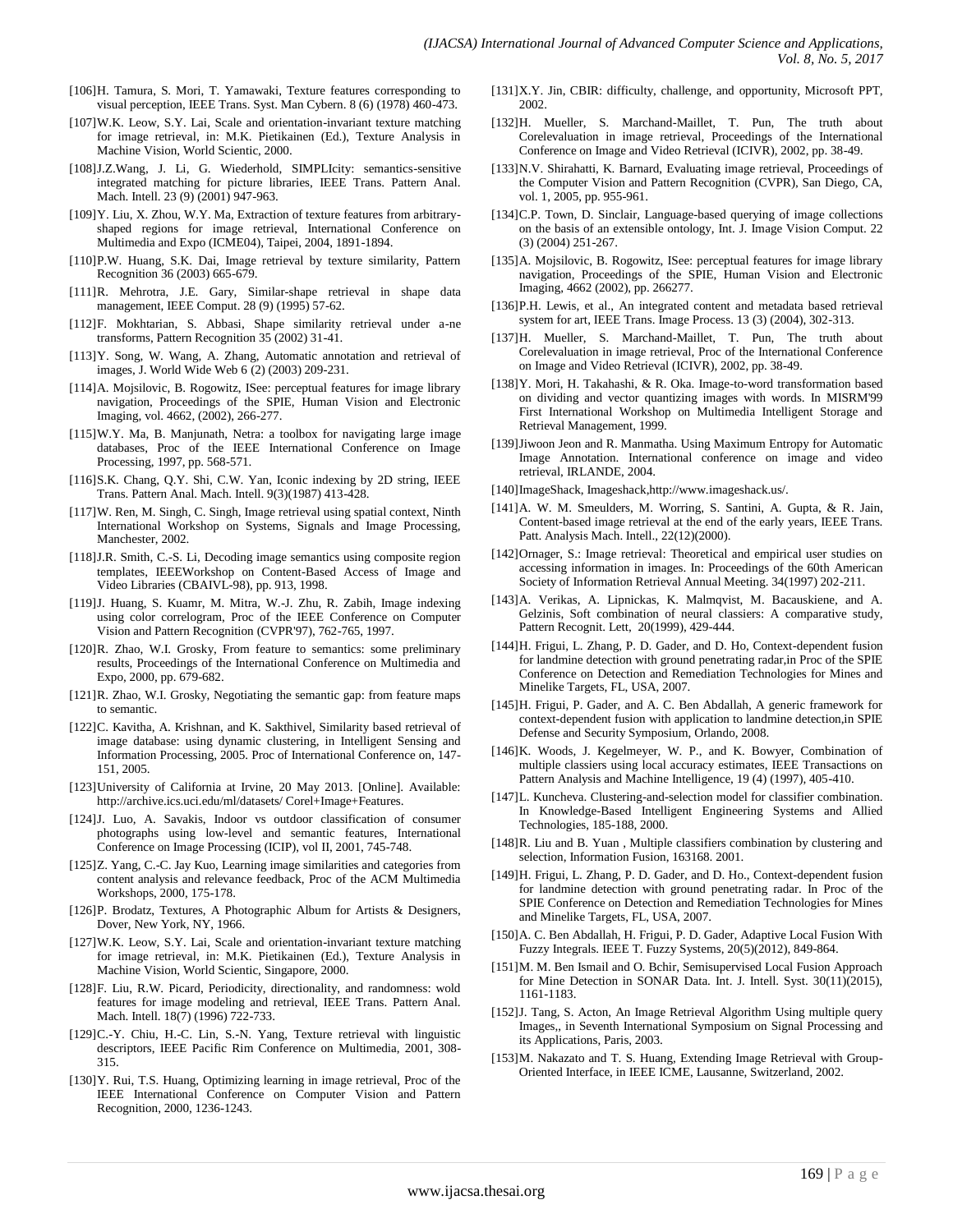[106]H. Tamura, S. Mori, T. Yamawaki, Texture features corresponding to visual perception, IEEE Trans. Syst. Man Cybern. 8 (6) (1978) 460-473.

[107]W.K. Leow, S.Y. Lai, Scale and orientation-invariant texture matching for image retrieval, in: M.K. Pietikainen (Ed.), Texture Analysis in Machine Vision, World Scientic, 2000.

[108]J.Z.Wang, J. Li, G. Wiederhold, SIMPLIcity: semantics-sensitive integrated matching for picture libraries, IEEE Trans. Pattern Anal. Mach. Intell. 23 (9) (2001) 947-963.

[109]Y. Liu, X. Zhou, W.Y. Ma, Extraction of texture features from arbitrary-shaped regions for image retrieval, International Conference on Multimedia and Expo (ICME04), Taipei, 2004, 1891-1894.

[110]P.W. Huang, S.K. Dai, Image retrieval by texture similarity, Pattern Recognition 36 (2003) 665-679.

[111]R. Mehrotra, J.E. Gary, Similar-shape retrieval in shape data management, IEEE Comput. 28 (9) (1995) 57-62.

[112]F. Mokhtarian, S. Abbasi, Shape similarity retrieval under a-ne transforms, Pattern Recognition 35 (2002) 31-41.

[113]Y. Song, W. Wang, A. Zhang, Automatic annotation and retrieval of images, J. World Wide Web 6 (2) (2003) 209-231.

[114]A. Mojsilovic, B. Rogowitz, ISee: perceptual features for image library navigation, Proceedings of the SPIE, Human Vision and Electronic Imaging, vol. 4662, (2002), 266-277.

[115]W.Y. Ma, B. Manjunath, Netra: a toolbox for navigating large image databases, Proc of the IEEE International Conference on Image Processing, 1997, pp. 568-571.

[116]S.K. Chang, Q.Y. Shi, C.W. Yan, Iconic indexing by 2D string, IEEE Trans. Pattern Anal. Mach. Intell. 9(3)(1987) 413-428.

[117]W. Ren, M. Singh, C. Singh, Image retrieval using spatial context, Ninth International Workshop on Systems, Signals and Image Processing, Manchester, 2002.

[118]J.R. Smith, C.-S. Li, Decoding image semantics using composite region templates, IEEEWorkshop on Content-Based Access of Image and Video Libraries (CBAIVL-98), pp. 913, 1998.

[119]J. Huang, S. Kuamr, M. Mitra, W.-J. Zhu, R. Zabih, Image indexing using color correlogram, Proc of the IEEE Conference on Computer Vision and Pattern Recognition (CVPR'97), 762-765, 1997.

[120]R. Zhao, W.I. Grosky, From feature to semantics: some preliminary results, Proceedings of the International Conference on Multimedia and Expo, 2000, pp. 679-682.

[121]R. Zhao, W.I. Grosky, Negotiating the semantic gap: from feature maps to semantic.

[122]C. Kavitha, A. Krishnan, and K. Sakthivel, Similarity based retrieval of image database: using dynamic clustering, in Intelligent Sensing and Information Processing, 2005. Proc of International Conference on, 147-151, 2005.

[123]University of California at Irvine, 20 May 2013. [Online]. Available: http://archive.ics.uci.edu/ml/datasets/ Corel+Image+Features.

[124]J. Luo, A. Savakis, Indoor vs outdoor classification of consumer photographs using low-level and semantic features, International Conference on Image Processing (ICIP), vol II, 2001, 745-748.

[125]Z. Yang, C.-C. Jay Kuo, Learning image similarities and categories from content analysis and relevance feedback, Proc of the ACM Multimedia Workshops, 2000, 175-178.

[126]P. Brodatz, Textures, A Photographic Album for Artists & Designers, Dover, New York, NY, 1966.

[127]W.K. Leow, S.Y. Lai, Scale and orientation-invariant texture matching for image retrieval, in: M.K. Pietikainen (Ed.), Texture Analysis in Machine Vision, World Scientic, Singapore, 2000.

[128]F. Liu, R.W. Picard, Periodicity, directionality, and randomness: wold features for image modeling and retrieval, IEEE Trans. Pattern Anal. Mach. Intell. 18(7) (1996) 722-733.

[129]C.-Y. Chiu, H.-C. Lin, S.-N. Yang, Texture retrieval with linguistic descriptors, IEEE Pacific Rim Conference on Multimedia, 2001, 308-315.

[130]Y. Rui, T.S. Huang, Optimizing learning in image retrieval, Proc of the IEEE International Conference on Computer Vision and Pattern Recognition, 2000, 1236-1243.

[131]X.Y. Jin, CBIR: difficulty, challenge, and opportunity, Microsoft PPT, 2002.

[132]H. Mueller, S. Marchand-Maillet, T. Pun, The truth about Corelevaluation in image retrieval, Proceedings of the International Conference on Image and Video Retrieval (ICIVR), 2002, pp. 38-49.

[133]N.V. Shirahatti, K. Barnard, Evaluating image retrieval, Proceedings of the Computer Vision and Pattern Recognition (CVPR), San Diego, CA, vol. 1, 2005, pp. 955-961.

[134]C.P. Town, D. Sinclair, Language-based querying of image collections on the basis of an extensible ontology, Int. J. Image Vision Comput. 22 (3) (2004) 251-267.

[135]A. Mojsilovic, B. Rogowitz, ISee: perceptual features for image library navigation, Proceedings of the SPIE, Human Vision and Electronic Imaging, 4662 (2002), pp. 266277.

[136]P.H. Lewis, et al., An integrated content and metadata based retrieval system for art, IEEE Trans. Image Process. 13 (3) (2004), 302-313.

[137]H. Mueller, S. Marchand-Maillet, T. Pun, The truth about Corelevaluation in image retrieval, Proc of the International Conference on Image and Video Retrieval (ICIVR), 2002, pp. 38-49.

[138]Y. Mori, H. Takahashi, & R. Oka. Image-to-word transformation based on dividing and vector quantizing images with words. In MISRM'99 First International Workshop on Multimedia Intelligent Storage and Retrieval Management, 1999.

[139]Jiwoon Jeon and R. Manmatha. Using Maximum Entropy for Automatic Image Annotation. International conference on image and video retrieval, IRLANDE, 2004.

[140]ImageShack, Imageshack,http://www.imageshack.us/.

[141]A. W. M. Smeulders, M. Worring, S. Santini, A. Gupta, & R. Jain, Content-based image retrieval at the end of the early years, IEEE Trans. Patt. Analysis Mach. Intell., 22(12)(2000).

[142]Ornager, S.: Image retrieval: Theoretical and empirical user studies on accessing information in images. In: Proceedings of the 60th American Society of Information Retrieval Annual Meeting. 34(1997) 202-211.

[143]A. Verikas, A. Lipnickas, K. Malmqvist, M. Bacauskiene, and A. Gelzinis, Soft combination of neural classiers: A comparative study, Pattern Recognit. Lett, 20(1999), 429-444.

[144]H. Frigui, L. Zhang, P. D. Gader, and D. Ho, Context-dependent fusion for landmine detection with ground penetrating radar,in Proc of the SPIE Conference on Detection and Remediation Technologies for Mines and Minelike Targets, FL, USA, 2007.

[145]H. Frigui, P. Gader, and A. C. Ben Abdallah, A generic framework for context-dependent fusion with application to landmine detection,in SPIE Defense and Security Symposium, Orlando, 2008.

[146]K. Woods, J. Kegelmeyer, W. P., and K. Bowyer, Combination of multiple classiers using local accuracy estimates, IEEE Transactions on Pattern Analysis and Machine Intelligence, 19 (4) (1997), 405-410.

[147]L. Kuncheva. Clustering-and-selection model for classifier combination. In Knowledge-Based Intelligent Engineering Systems and Allied Technologies, 185-188, 2000.

[148]R. Liu and B. Yuan , Multiple classifiers combination by clustering and selection, Information Fusion, 163168. 2001.

[149]H. Frigui, L. Zhang, P. D. Gader, and D. Ho., Context-dependent fusion for landmine detection with ground penetrating radar. In Proc of the SPIE Conference on Detection and Remediation Technologies for Mines and Minelike Targets, FL, USA, 2007.

[150]A. C. Ben Abdallah, H. Frigui, P. D. Gader, Adaptive Local Fusion With Fuzzy Integrals. IEEE T. Fuzzy Systems, 20(5)(2012), 849-864.

[151]M. M. Ben Ismail and O. Bchir, Semisupervised Local Fusion Approach for Mine Detection in SONAR Data. Int. J. Intell. Syst. 30(11)(2015), 1161-1183.

[152]J. Tang, S. Acton, An Image Retrieval Algorithm Using multiple query Images,, in Seventh International Symposium on Signal Processing and its Applications, Paris, 2003.

[153]M. Nakazato and T. S. Huang, Extending Image Retrieval with Group-Oriented Interface, in IEEE ICME, Lausanne, Switzerland, 2002.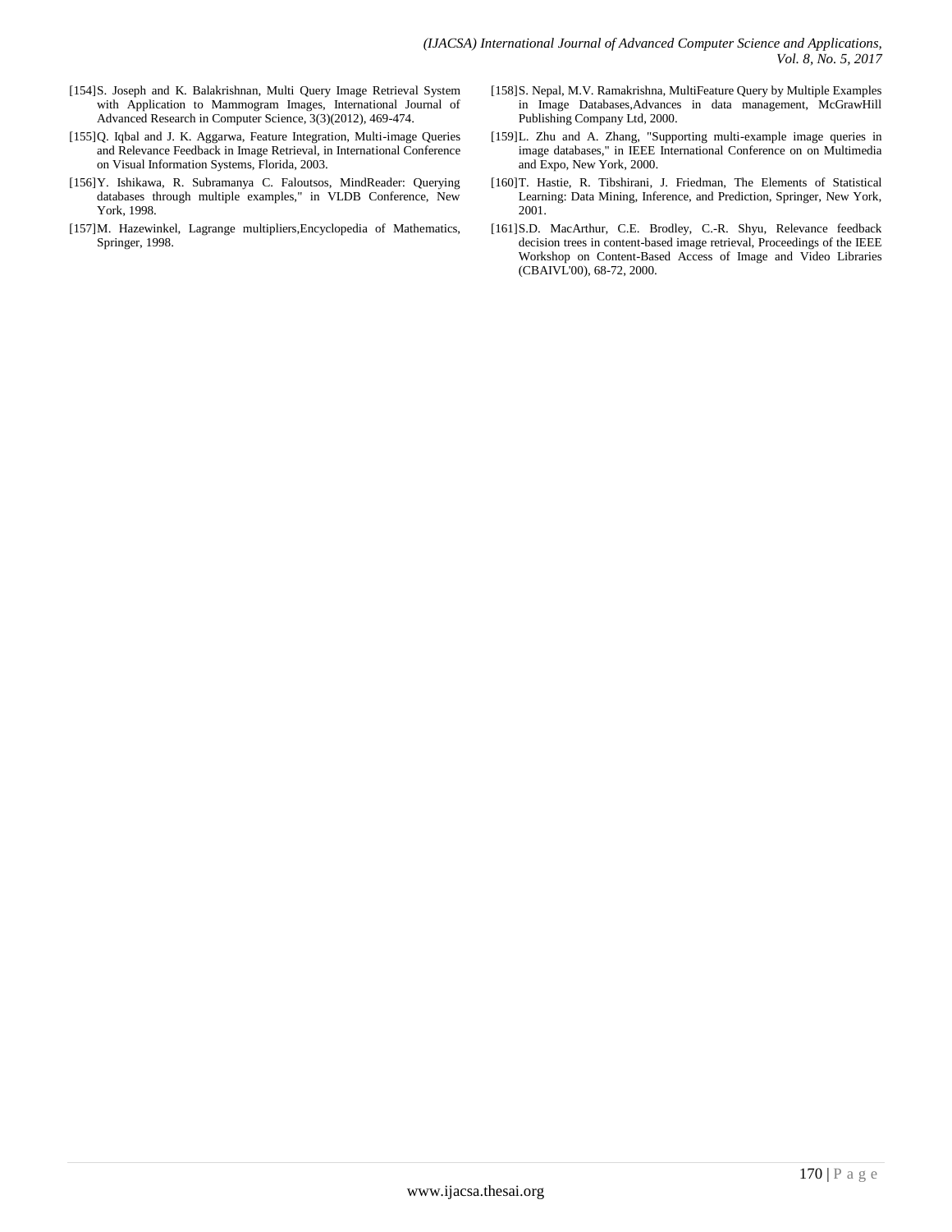[154]S. Joseph and K. Balakrishnan, Multi Query Image Retrieval System with Application to Mammogram Images, International Journal of Advanced Research in Computer Science, 3(3)(2012), 469-474.

[155]Q. Iqbal and J. K. Aggarwa, Feature Integration, Multi-image Queries and Relevance Feedback in Image Retrieval, in International Conference on Visual Information Systems, Florida, 2003.

[156]Y. Ishikawa, R. Subramanya C. Faloutsos, MindReader: Querying databases through multiple examples," in VLDB Conference, New York, 1998.

[157]M. Hazewinkel, Lagrange multipliers,Encyclopedia of Mathematics, Springer, 1998.

[158]S. Nepal, M.V. Ramakrishna, MultiFeature Query by Multiple Examples in Image Databases,Advances in data management, McGrawHill Publishing Company Ltd, 2000.

[159]L. Zhu and A. Zhang, "Supporting multi-example image queries in image databases," in IEEE International Conference on on Multimedia and Expo, New York, 2000.

[160]T. Hastie, R. Tibshirani, J. Friedman, The Elements of Statistical Learning: Data Mining, Inference, and Prediction, Springer, New York, 2001.

[161]S.D. MacArthur, C.E. Brodley, C.-R. Shyu, Relevance feedback decision trees in content-based image retrieval, Proceedings of the IEEE Workshop on Content-Based Access of Image and Video Libraries (CBAIVL'00), 68-72, 2000.